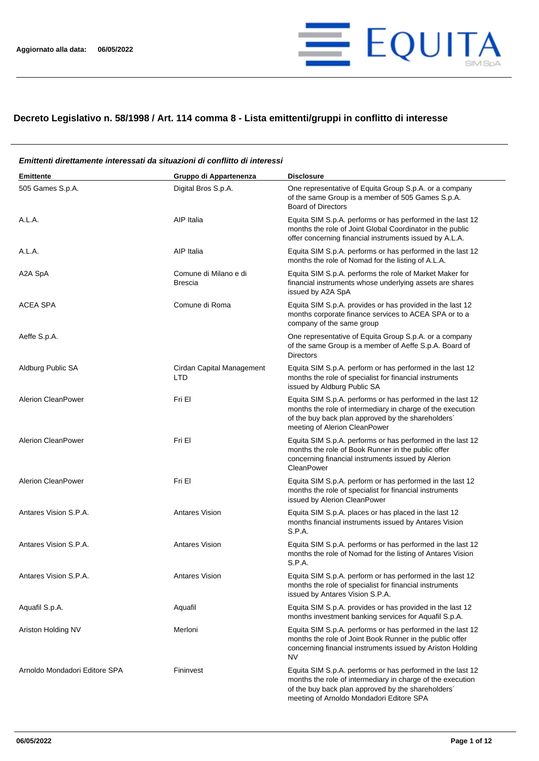Aggiornato alla data: **06/05/2022**

# Decreto Legislativo n. 58/1998 / Art. 114 comma 8 - Lista emittenti/gruppi in conflitto di interesse

***Emittenti direttamente interessati da situazioni di conflitto di interessi***

| Emittente | Gruppo di Appartenenza | Disclosure |
|---|---|---|
| 505 Games S.p.A. | Digital Bros S.p.A. | One representative of Equita Group S.p.A. or a company of the same Group is a member of 505 Games S.p.A. Board of Directors |
| A.L.A. | AIP Italia | Equita SIM S.p.A. performs or has performed in the last 12 months the role of Joint Global Coordinator in the public offer concerning financial instruments issued by A.L.A. |
| A.L.A. | AIP Italia | Equita SIM S.p.A. performs or has performed in the last 12 months the role of Nomad for the listing of A.L.A. |
| A2A SpA | Comune di Milano e di Brescia | Equita SIM S.p.A. performs the role of Market Maker for financial instruments whose underlying assets are shares issued by A2A SpA |
| ACEA SPA | Comune di Roma | Equita SIM S.p.A. provides or has provided in the last 12 months corporate finance services to ACEA SPA or to a company of the same group |
| Aeffe S.p.A. | | One representative of Equita Group S.p.A. or a company of the same Group is a member of Aeffe S.p.A. Board of Directors |
| Aldburg Public SA | Cirdan Capital Management LTD | Equita SIM S.p.A. perform or has performed in the last 12 months the role of specialist for financial instruments issued by Aldburg Public SA |
| Alerion CleanPower | Fri El | Equita SIM S.p.A. performs or has performed in the last 12 months the role of intermediary in charge of the execution of the buy back plan approved by the shareholders´ meeting of Alerion CleanPower |
| Alerion CleanPower | Fri El | Equita SIM S.p.A. performs or has performed in the last 12 months the role of Book Runner in the public offer concerning financial instruments issued by Alerion CleanPower |
| Alerion CleanPower | Fri El | Equita SIM S.p.A. perform or has performed in the last 12 months the role of specialist for financial instruments issued by Alerion CleanPower |
| Antares Vision S.P.A. | Antares Vision | Equita SIM S.p.A. places or has placed in the last 12 months financial instruments issued by Antares Vision S.P.A. |
| Antares Vision S.P.A. | Antares Vision | Equita SIM S.p.A. performs or has performed in the last 12 months the role of Nomad for the listing of Antares Vision S.P.A. |
| Antares Vision S.P.A. | Antares Vision | Equita SIM S.p.A. perform or has performed in the last 12 months the role of specialist for financial instruments issued by Antares Vision S.P.A. |
| Aquafil S.p.A. | Aquafil | Equita SIM S.p.A. provides or has provided in the last 12 months investment banking services for Aquafil S.p.A. |
| Ariston Holding NV | Merloni | Equita SIM S.p.A. performs or has performed in the last 12 months the role of Joint Book Runner in the public offer concerning financial instruments issued by Ariston Holding NV |
| Arnoldo Mondadori Editore SPA | Fininvest | Equita SIM S.p.A. performs or has performed in the last 12 months the role of intermediary in charge of the execution of the buy back plan approved by the shareholders´ meeting of Arnoldo Mondadori Editore SPA |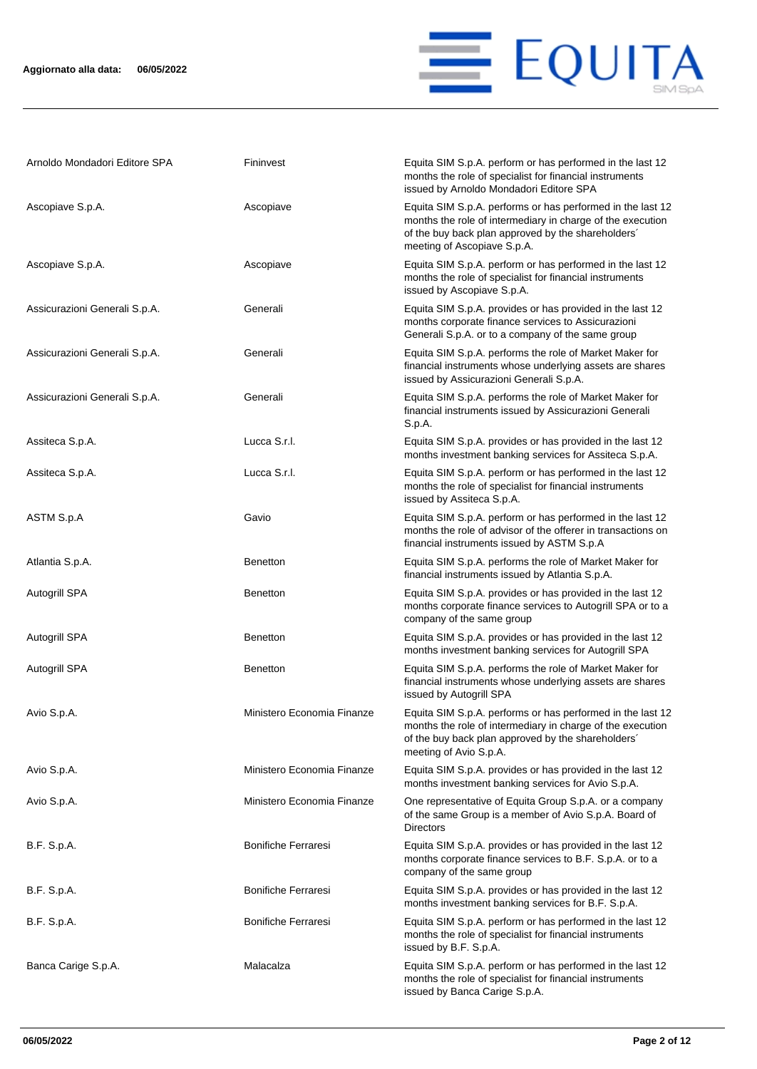| | | |
|---|---|---|
| Arnoldo Mondadori Editore SPA | Fininvest | Equita SIM S.p.A. perform or has performed in the last 12 months the role of specialist for financial instruments issued by Arnoldo Mondadori Editore SPA |
| Ascopiave S.p.A. | Ascopiave | Equita SIM S.p.A. performs or has performed in the last 12 months the role of intermediary in charge of the execution of the buy back plan approved by the shareholders´ meeting of Ascopiave S.p.A. |
| Ascopiave S.p.A. | Ascopiave | Equita SIM S.p.A. perform or has performed in the last 12 months the role of specialist for financial instruments issued by Ascopiave S.p.A. |
| Assicurazioni Generali S.p.A. | Generali | Equita SIM S.p.A. provides or has provided in the last 12 months corporate finance services to Assicurazioni Generali S.p.A. or to a company of the same group |
| Assicurazioni Generali S.p.A. | Generali | Equita SIM S.p.A. performs the role of Market Maker for financial instruments whose underlying assets are shares issued by Assicurazioni Generali S.p.A. |
| Assicurazioni Generali S.p.A. | Generali | Equita SIM S.p.A. performs the role of Market Maker for financial instruments issued by Assicurazioni Generali S.p.A. |
| Assiteca S.p.A. | Lucca S.r.l. | Equita SIM S.p.A. provides or has provided in the last 12 months investment banking services for Assiteca S.p.A. |
| Assiteca S.p.A. | Lucca S.r.l. | Equita SIM S.p.A. perform or has performed in the last 12 months the role of specialist for financial instruments issued by Assiteca S.p.A. |
| ASTM S.p.A | Gavio | Equita SIM S.p.A. perform or has performed in the last 12 months the role of advisor of the offerer in transactions on financial instruments issued by ASTM S.p.A |
| Atlantia S.p.A. | Benetton | Equita SIM S.p.A. performs the role of Market Maker for financial instruments issued by Atlantia S.p.A. |
| Autogrill SPA | Benetton | Equita SIM S.p.A. provides or has provided in the last 12 months corporate finance services to Autogrill SPA or to a company of the same group |
| Autogrill SPA | Benetton | Equita SIM S.p.A. provides or has provided in the last 12 months investment banking services for Autogrill SPA |
| Autogrill SPA | Benetton | Equita SIM S.p.A. performs the role of Market Maker for financial instruments whose underlying assets are shares issued by Autogrill SPA |
| Avio S.p.A. | Ministero Economia Finanze | Equita SIM S.p.A. performs or has performed in the last 12 months the role of intermediary in charge of the execution of the buy back plan approved by the shareholders´ meeting of Avio S.p.A. |
| Avio S.p.A. | Ministero Economia Finanze | Equita SIM S.p.A. provides or has provided in the last 12 months investment banking services for Avio S.p.A. |
| Avio S.p.A. | Ministero Economia Finanze | One representative of Equita Group S.p.A. or a company of the same Group is a member of Avio S.p.A. Board of Directors |
| B.F. S.p.A. | Bonifiche Ferraresi | Equita SIM S.p.A. provides or has provided in the last 12 months corporate finance services to B.F. S.p.A. or to a company of the same group |
| B.F. S.p.A. | Bonifiche Ferraresi | Equita SIM S.p.A. provides or has provided in the last 12 months investment banking services for B.F. S.p.A. |
| B.F. S.p.A. | Bonifiche Ferraresi | Equita SIM S.p.A. perform or has performed in the last 12 months the role of specialist for financial instruments issued by B.F. S.p.A. |
| Banca Carige S.p.A. | Malacalza | Equita SIM S.p.A. perform or has performed in the last 12 months the role of specialist for financial instruments issued by Banca Carige S.p.A. |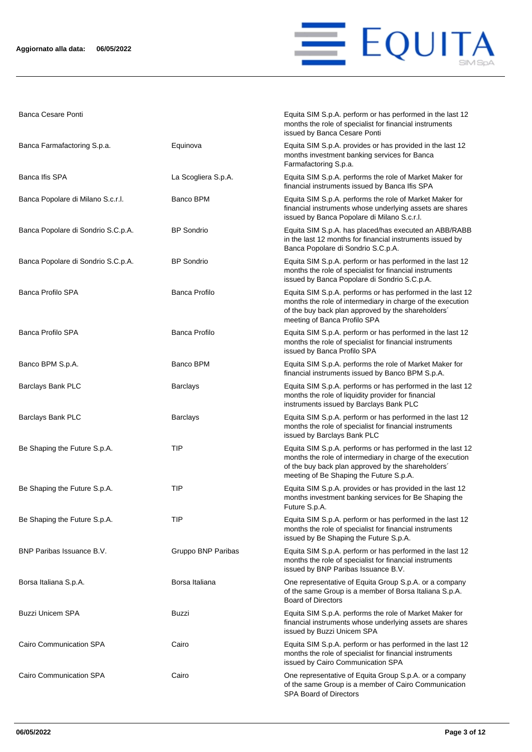| | | |
|---|---|---|
| Banca Cesare Ponti | | Equita SIM S.p.A. perform or has performed in the last 12 months the role of specialist for financial instruments issued by Banca Cesare Ponti |
| Banca Farmafactoring S.p.a. | Equinova | Equita SIM S.p.A. provides or has provided in the last 12 months investment banking services for Banca Farmafactoring S.p.a. |
| Banca Ifis SPA | La Scogliera S.p.A. | Equita SIM S.p.A. performs the role of Market Maker for financial instruments issued by Banca Ifis SPA |
| Banca Popolare di Milano S.c.r.l. | Banco BPM | Equita SIM S.p.A. performs the role of Market Maker for financial instruments whose underlying assets are shares issued by Banca Popolare di Milano S.c.r.l. |
| Banca Popolare di Sondrio S.C.p.A. | BP Sondrio | Equita SIM S.p.A. has placed/has executed an ABB/RABB in the last 12 months for financial instruments issued by Banca Popolare di Sondrio S.C.p.A. |
| Banca Popolare di Sondrio S.C.p.A. | BP Sondrio | Equita SIM S.p.A. perform or has performed in the last 12 months the role of specialist for financial instruments issued by Banca Popolare di Sondrio S.C.p.A. |
| Banca Profilo SPA | Banca Profilo | Equita SIM S.p.A. performs or has performed in the last 12 months the role of intermediary in charge of the execution of the buy back plan approved by the shareholders´ meeting of Banca Profilo SPA |
| Banca Profilo SPA | Banca Profilo | Equita SIM S.p.A. perform or has performed in the last 12 months the role of specialist for financial instruments issued by Banca Profilo SPA |
| Banco BPM S.p.A. | Banco BPM | Equita SIM S.p.A. performs the role of Market Maker for financial instruments issued by Banco BPM S.p.A. |
| Barclays Bank PLC | Barclays | Equita SIM S.p.A. performs or has performed in the last 12 months the role of liquidity provider for financial instruments issued by Barclays Bank PLC |
| Barclays Bank PLC | Barclays | Equita SIM S.p.A. perform or has performed in the last 12 months the role of specialist for financial instruments issued by Barclays Bank PLC |
| Be Shaping the Future S.p.A. | TIP | Equita SIM S.p.A. performs or has performed in the last 12 months the role of intermediary in charge of the execution of the buy back plan approved by the shareholders´ meeting of Be Shaping the Future S.p.A. |
| Be Shaping the Future S.p.A. | TIP | Equita SIM S.p.A. provides or has provided in the last 12 months investment banking services for Be Shaping the Future S.p.A. |
| Be Shaping the Future S.p.A. | TIP | Equita SIM S.p.A. perform or has performed in the last 12 months the role of specialist for financial instruments issued by Be Shaping the Future S.p.A. |
| BNP Paribas Issuance B.V. | Gruppo BNP Paribas | Equita SIM S.p.A. perform or has performed in the last 12 months the role of specialist for financial instruments issued by BNP Paribas Issuance B.V. |
| Borsa Italiana S.p.A. | Borsa Italiana | One representative of Equita Group S.p.A. or a company of the same Group is a member of Borsa Italiana S.p.A. Board of Directors |
| Buzzi Unicem SPA | Buzzi | Equita SIM S.p.A. performs the role of Market Maker for financial instruments whose underlying assets are shares issued by Buzzi Unicem SPA |
| Cairo Communication SPA | Cairo | Equita SIM S.p.A. perform or has performed in the last 12 months the role of specialist for financial instruments issued by Cairo Communication SPA |
| Cairo Communication SPA | Cairo | One representative of Equita Group S.p.A. or a company of the same Group is a member of Cairo Communication SPA Board of Directors |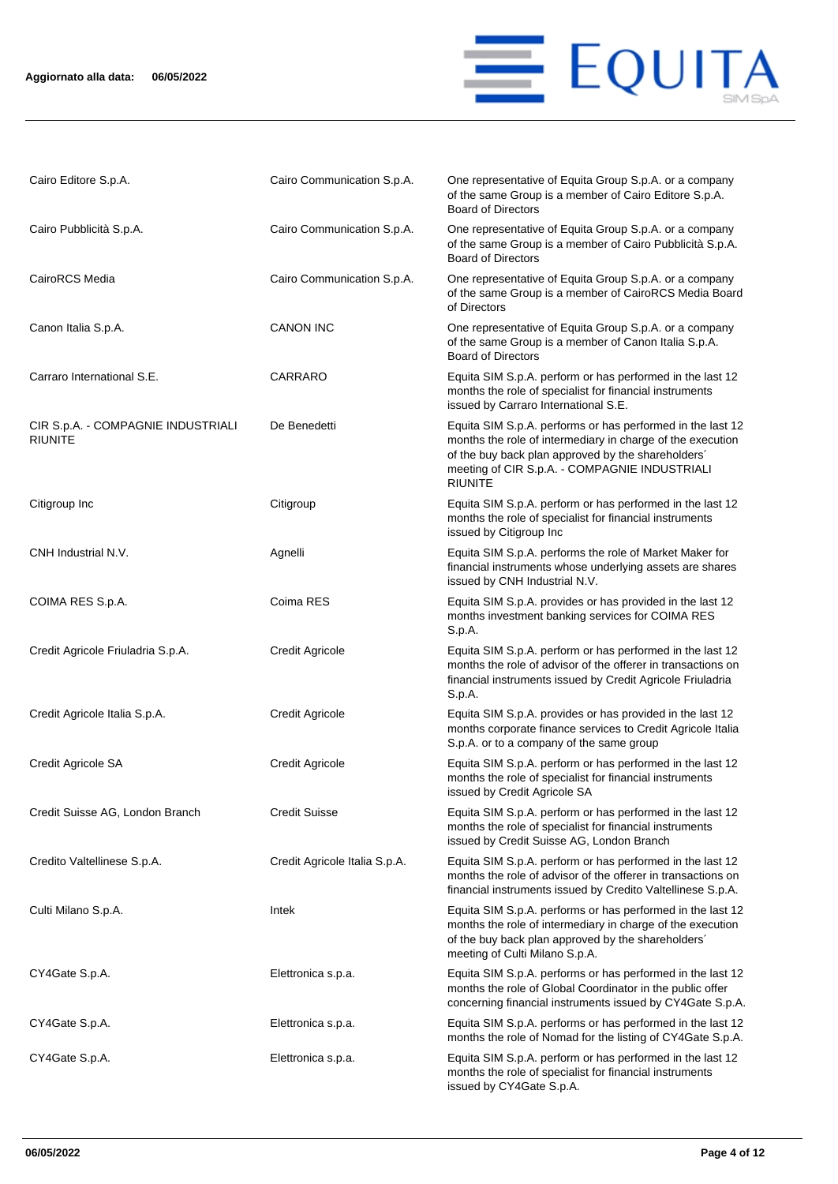| | | |
|---|---|---|
| Cairo Editore S.p.A. | Cairo Communication S.p.A. | One representative of Equita Group S.p.A. or a company of the same Group is a member of Cairo Editore S.p.A. Board of Directors |
| Cairo Pubblicità S.p.A. | Cairo Communication S.p.A. | One representative of Equita Group S.p.A. or a company of the same Group is a member of Cairo Pubblicità S.p.A. Board of Directors |
| CairoRCS Media | Cairo Communication S.p.A. | One representative of Equita Group S.p.A. or a company of the same Group is a member of CairoRCS Media Board of Directors |
| Canon Italia S.p.A. | CANON INC | One representative of Equita Group S.p.A. or a company of the same Group is a member of Canon Italia S.p.A. Board of Directors |
| Carraro International S.E. | CARRARO | Equita SIM S.p.A. perform or has performed in the last 12 months the role of specialist for financial instruments issued by Carraro International S.E. |
| CIR S.p.A. - COMPAGNIE INDUSTRIALI RIUNITE | De Benedetti | Equita SIM S.p.A. performs or has performed in the last 12 months the role of intermediary in charge of the execution of the buy back plan approved by the shareholders´ meeting of CIR S.p.A. - COMPAGNIE INDUSTRIALI RIUNITE |
| Citigroup Inc | Citigroup | Equita SIM S.p.A. perform or has performed in the last 12 months the role of specialist for financial instruments issued by Citigroup Inc |
| CNH Industrial N.V. | Agnelli | Equita SIM S.p.A. performs the role of Market Maker for financial instruments whose underlying assets are shares issued by CNH Industrial N.V. |
| COIMA RES S.p.A. | Coima RES | Equita SIM S.p.A. provides or has provided in the last 12 months investment banking services for COIMA RES S.p.A. |
| Credit Agricole Friuladria S.p.A. | Credit Agricole | Equita SIM S.p.A. perform or has performed in the last 12 months the role of advisor of the offerer in transactions on financial instruments issued by Credit Agricole Friuladria S.p.A. |
| Credit Agricole Italia S.p.A. | Credit Agricole | Equita SIM S.p.A. provides or has provided in the last 12 months corporate finance services to Credit Agricole Italia S.p.A. or to a company of the same group |
| Credit Agricole SA | Credit Agricole | Equita SIM S.p.A. perform or has performed in the last 12 months the role of specialist for financial instruments issued by Credit Agricole SA |
| Credit Suisse AG, London Branch | Credit Suisse | Equita SIM S.p.A. perform or has performed in the last 12 months the role of specialist for financial instruments issued by Credit Suisse AG, London Branch |
| Credito Valtellinese S.p.A. | Credit Agricole Italia S.p.A. | Equita SIM S.p.A. perform or has performed in the last 12 months the role of advisor of the offerer in transactions on financial instruments issued by Credito Valtellinese S.p.A. |
| Culti Milano S.p.A. | Intek | Equita SIM S.p.A. performs or has performed in the last 12 months the role of intermediary in charge of the execution of the buy back plan approved by the shareholders´ meeting of Culti Milano S.p.A. |
| CY4Gate S.p.A. | Elettronica s.p.a. | Equita SIM S.p.A. performs or has performed in the last 12 months the role of Global Coordinator in the public offer concerning financial instruments issued by CY4Gate S.p.A. |
| CY4Gate S.p.A. | Elettronica s.p.a. | Equita SIM S.p.A. performs or has performed in the last 12 months the role of Nomad for the listing of CY4Gate S.p.A. |
| CY4Gate S.p.A. | Elettronica s.p.a. | Equita SIM S.p.A. perform or has performed in the last 12 months the role of specialist for financial instruments issued by CY4Gate S.p.A. |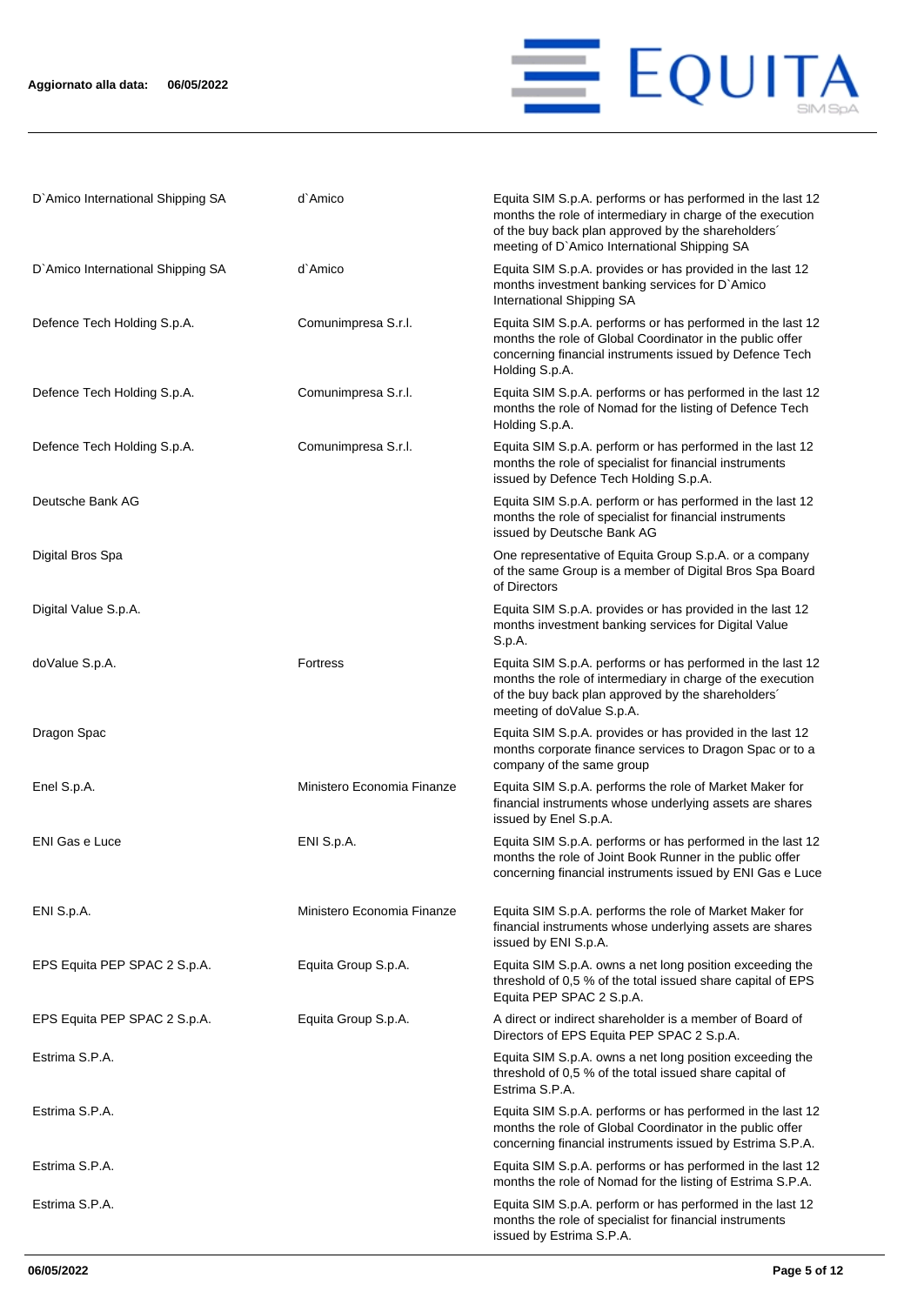| | | |
|---|---|---|
| D`Amico International Shipping SA | d`Amico | Equita SIM S.p.A. performs or has performed in the last 12 months the role of intermediary in charge of the execution of the buy back plan approved by the shareholders´ meeting of D`Amico International Shipping SA |
| D`Amico International Shipping SA | d`Amico | Equita SIM S.p.A. provides or has provided in the last 12 months investment banking services for D`Amico International Shipping SA |
| Defence Tech Holding S.p.A. | Comunimpresa S.r.l. | Equita SIM S.p.A. performs or has performed in the last 12 months the role of Global Coordinator in the public offer concerning financial instruments issued by Defence Tech Holding S.p.A. |
| Defence Tech Holding S.p.A. | Comunimpresa S.r.l. | Equita SIM S.p.A. performs or has performed in the last 12 months the role of Nomad for the listing of Defence Tech Holding S.p.A. |
| Defence Tech Holding S.p.A. | Comunimpresa S.r.l. | Equita SIM S.p.A. perform or has performed in the last 12 months the role of specialist for financial instruments issued by Defence Tech Holding S.p.A. |
| Deutsche Bank AG | | Equita SIM S.p.A. perform or has performed in the last 12 months the role of specialist for financial instruments issued by Deutsche Bank AG |
| Digital Bros Spa | | One representative of Equita Group S.p.A. or a company of the same Group is a member of Digital Bros Spa Board of Directors |
| Digital Value S.p.A. | | Equita SIM S.p.A. provides or has provided in the last 12 months investment banking services for Digital Value S.p.A. |
| doValue S.p.A. | Fortress | Equita SIM S.p.A. performs or has performed in the last 12 months the role of intermediary in charge of the execution of the buy back plan approved by the shareholders´ meeting of doValue S.p.A. |
| Dragon Spac | | Equita SIM S.p.A. provides or has provided in the last 12 months corporate finance services to Dragon Spac or to a company of the same group |
| Enel S.p.A. | Ministero Economia Finanze | Equita SIM S.p.A. performs the role of Market Maker for financial instruments whose underlying assets are shares issued by Enel S.p.A. |
| ENI Gas e Luce | ENI S.p.A. | Equita SIM S.p.A. performs or has performed in the last 12 months the role of Joint Book Runner in the public offer concerning financial instruments issued by ENI Gas e Luce |
| ENI S.p.A. | Ministero Economia Finanze | Equita SIM S.p.A. performs the role of Market Maker for financial instruments whose underlying assets are shares issued by ENI S.p.A. |
| EPS Equita PEP SPAC 2 S.p.A. | Equita Group S.p.A. | Equita SIM S.p.A. owns a net long position exceeding the threshold of 0,5 % of the total issued share capital of EPS Equita PEP SPAC 2 S.p.A. |
| EPS Equita PEP SPAC 2 S.p.A. | Equita Group S.p.A. | A direct or indirect shareholder is a member of Board of Directors of EPS Equita PEP SPAC 2 S.p.A. |
| Estrima S.P.A. | | Equita SIM S.p.A. owns a net long position exceeding the threshold of 0,5 % of the total issued share capital of Estrima S.P.A. |
| Estrima S.P.A. | | Equita SIM S.p.A. performs or has performed in the last 12 months the role of Global Coordinator in the public offer concerning financial instruments issued by Estrima S.P.A. |
| Estrima S.P.A. | | Equita SIM S.p.A. performs or has performed in the last 12 months the role of Nomad for the listing of Estrima S.P.A. |
| Estrima S.P.A. | | Equita SIM S.p.A. perform or has performed in the last 12 months the role of specialist for financial instruments issued by Estrima S.P.A. |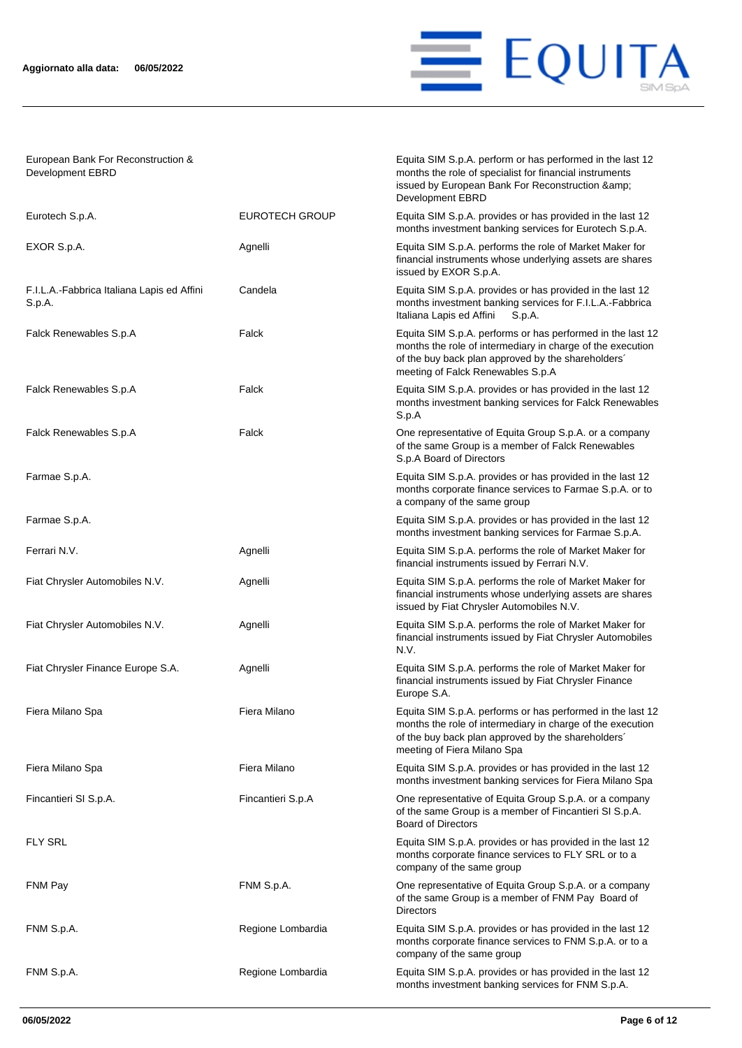Aggiornato alla data: 06/05/2022

| | | |
|---|---|---|
| European Bank For Reconstruction & Development EBRD | | Equita SIM S.p.A. perform or has performed in the last 12 months the role of specialist for financial instruments issued by European Bank For Reconstruction &amp; Development EBRD |
| Eurotech S.p.A. | EUROTECH GROUP | Equita SIM S.p.A. provides or has provided in the last 12 months investment banking services for Eurotech S.p.A. |
| EXOR S.p.A. | Agnelli | Equita SIM S.p.A. performs the role of Market Maker for financial instruments whose underlying assets are shares issued by EXOR S.p.A. |
| F.I.L.A.-Fabbrica Italiana Lapis ed Affini S.p.A. | Candela | Equita SIM S.p.A. provides or has provided in the last 12 months investment banking services for F.I.L.A.-Fabbrica Italiana Lapis ed Affini S.p.A. |
| Falck Renewables S.p.A | Falck | Equita SIM S.p.A. performs or has performed in the last 12 months the role of intermediary in charge of the execution of the buy back plan approved by the shareholders´ meeting of Falck Renewables S.p.A |
| Falck Renewables S.p.A | Falck | Equita SIM S.p.A. provides or has provided in the last 12 months investment banking services for Falck Renewables S.p.A |
| Falck Renewables S.p.A | Falck | One representative of Equita Group S.p.A. or a company of the same Group is a member of Falck Renewables S.p.A Board of Directors |
| Farmae S.p.A. | | Equita SIM S.p.A. provides or has provided in the last 12 months corporate finance services to Farmae S.p.A. or to a company of the same group |
| Farmae S.p.A. | | Equita SIM S.p.A. provides or has provided in the last 12 months investment banking services for Farmae S.p.A. |
| Ferrari N.V. | Agnelli | Equita SIM S.p.A. performs the role of Market Maker for financial instruments issued by Ferrari N.V. |
| Fiat Chrysler Automobiles N.V. | Agnelli | Equita SIM S.p.A. performs the role of Market Maker for financial instruments whose underlying assets are shares issued by Fiat Chrysler Automobiles N.V. |
| Fiat Chrysler Automobiles N.V. | Agnelli | Equita SIM S.p.A. performs the role of Market Maker for financial instruments issued by Fiat Chrysler Automobiles N.V. |
| Fiat Chrysler Finance Europe S.A. | Agnelli | Equita SIM S.p.A. performs the role of Market Maker for financial instruments issued by Fiat Chrysler Finance Europe S.A. |
| Fiera Milano Spa | Fiera Milano | Equita SIM S.p.A. performs or has performed in the last 12 months the role of intermediary in charge of the execution of the buy back plan approved by the shareholders´ meeting of Fiera Milano Spa |
| Fiera Milano Spa | Fiera Milano | Equita SIM S.p.A. provides or has provided in the last 12 months investment banking services for Fiera Milano Spa |
| Fincantieri SI S.p.A. | Fincantieri S.p.A | One representative of Equita Group S.p.A. or a company of the same Group is a member of Fincantieri SI S.p.A. Board of Directors |
| FLY SRL | | Equita SIM S.p.A. provides or has provided in the last 12 months corporate finance services to FLY SRL or to a company of the same group |
| FNM Pay | FNM S.p.A. | One representative of Equita Group S.p.A. or a company of the same Group is a member of FNM Pay Board of Directors |
| FNM S.p.A. | Regione Lombardia | Equita SIM S.p.A. provides or has provided in the last 12 months corporate finance services to FNM S.p.A. or to a company of the same group |
| FNM S.p.A. | Regione Lombardia | Equita SIM S.p.A. provides or has provided in the last 12 months investment banking services for FNM S.p.A. |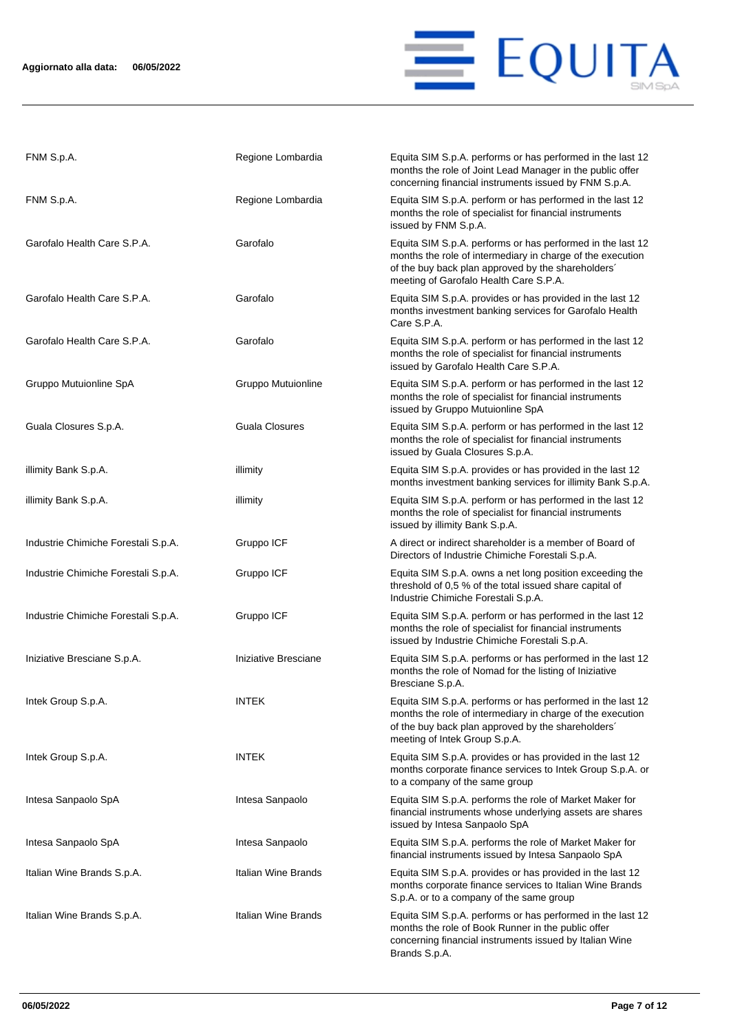| | | |
|---|---|---|
| FNM S.p.A. | Regione Lombardia | Equita SIM S.p.A. performs or has performed in the last 12 months the role of Joint Lead Manager in the public offer concerning financial instruments issued by FNM S.p.A. |
| FNM S.p.A. | Regione Lombardia | Equita SIM S.p.A. perform or has performed in the last 12 months the role of specialist for financial instruments issued by FNM S.p.A. |
| Garofalo Health Care S.P.A. | Garofalo | Equita SIM S.p.A. performs or has performed in the last 12 months the role of intermediary in charge of the execution of the buy back plan approved by the shareholders´ meeting of Garofalo Health Care S.P.A. |
| Garofalo Health Care S.P.A. | Garofalo | Equita SIM S.p.A. provides or has provided in the last 12 months investment banking services for Garofalo Health Care S.P.A. |
| Garofalo Health Care S.P.A. | Garofalo | Equita SIM S.p.A. perform or has performed in the last 12 months the role of specialist for financial instruments issued by Garofalo Health Care S.P.A. |
| Gruppo Mutuionline SpA | Gruppo Mutuionline | Equita SIM S.p.A. perform or has performed in the last 12 months the role of specialist for financial instruments issued by Gruppo Mutuionline SpA |
| Guala Closures S.p.A. | Guala Closures | Equita SIM S.p.A. perform or has performed in the last 12 months the role of specialist for financial instruments issued by Guala Closures S.p.A. |
| illimity Bank S.p.A. | illimity | Equita SIM S.p.A. provides or has provided in the last 12 months investment banking services for illimity Bank S.p.A. |
| illimity Bank S.p.A. | illimity | Equita SIM S.p.A. perform or has performed in the last 12 months the role of specialist for financial instruments issued by illimity Bank S.p.A. |
| Industrie Chimiche Forestali S.p.A. | Gruppo ICF | A direct or indirect shareholder is a member of Board of Directors of Industrie Chimiche Forestali S.p.A. |
| Industrie Chimiche Forestali S.p.A. | Gruppo ICF | Equita SIM S.p.A. owns a net long position exceeding the threshold of 0,5 % of the total issued share capital of Industrie Chimiche Forestali S.p.A. |
| Industrie Chimiche Forestali S.p.A. | Gruppo ICF | Equita SIM S.p.A. perform or has performed in the last 12 months the role of specialist for financial instruments issued by Industrie Chimiche Forestali S.p.A. |
| Iniziative Bresciane S.p.A. | Iniziative Bresciane | Equita SIM S.p.A. performs or has performed in the last 12 months the role of Nomad for the listing of Iniziative Bresciane S.p.A. |
| Intek Group S.p.A. | INTEK | Equita SIM S.p.A. performs or has performed in the last 12 months the role of intermediary in charge of the execution of the buy back plan approved by the shareholders´ meeting of Intek Group S.p.A. |
| Intek Group S.p.A. | INTEK | Equita SIM S.p.A. provides or has provided in the last 12 months corporate finance services to Intek Group S.p.A. or to a company of the same group |
| Intesa Sanpaolo SpA | Intesa Sanpaolo | Equita SIM S.p.A. performs the role of Market Maker for financial instruments whose underlying assets are shares issued by Intesa Sanpaolo SpA |
| Intesa Sanpaolo SpA | Intesa Sanpaolo | Equita SIM S.p.A. performs the role of Market Maker for financial instruments issued by Intesa Sanpaolo SpA |
| Italian Wine Brands S.p.A. | Italian Wine Brands | Equita SIM S.p.A. provides or has provided in the last 12 months corporate finance services to Italian Wine Brands S.p.A. or to a company of the same group |
| Italian Wine Brands S.p.A. | Italian Wine Brands | Equita SIM S.p.A. performs or has performed in the last 12 months the role of Book Runner in the public offer concerning financial instruments issued by Italian Wine Brands S.p.A. |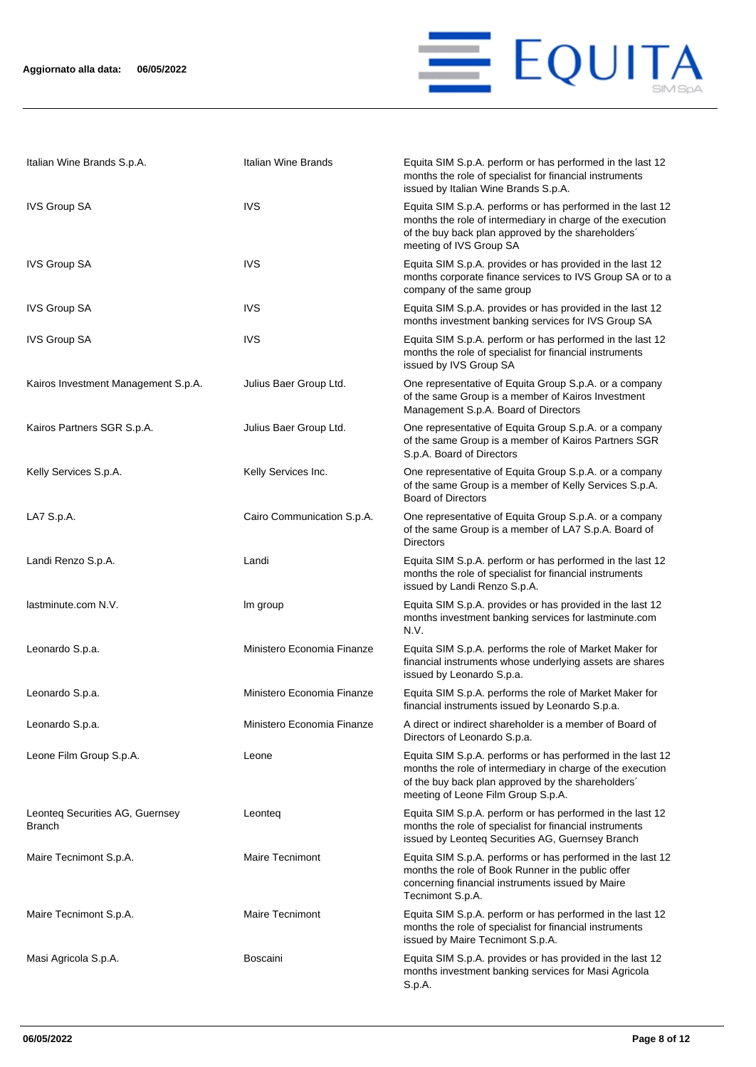| | | |
|---|---|---|
| Italian Wine Brands S.p.A. | Italian Wine Brands | Equita SIM S.p.A. perform or has performed in the last 12 months the role of specialist for financial instruments issued by Italian Wine Brands S.p.A. |
| IVS Group SA | IVS | Equita SIM S.p.A. performs or has performed in the last 12 months the role of intermediary in charge of the execution of the buy back plan approved by the shareholders´ meeting of IVS Group SA |
| IVS Group SA | IVS | Equita SIM S.p.A. provides or has provided in the last 12 months corporate finance services to IVS Group SA or to a company of the same group |
| IVS Group SA | IVS | Equita SIM S.p.A. provides or has provided in the last 12 months investment banking services for IVS Group SA |
| IVS Group SA | IVS | Equita SIM S.p.A. perform or has performed in the last 12 months the role of specialist for financial instruments issued by IVS Group SA |
| Kairos Investment Management S.p.A. | Julius Baer Group Ltd. | One representative of Equita Group S.p.A. or a company of the same Group is a member of Kairos Investment Management S.p.A. Board of Directors |
| Kairos Partners SGR S.p.A. | Julius Baer Group Ltd. | One representative of Equita Group S.p.A. or a company of the same Group is a member of Kairos Partners SGR S.p.A. Board of Directors |
| Kelly Services S.p.A. | Kelly Services Inc. | One representative of Equita Group S.p.A. or a company of the same Group is a member of Kelly Services S.p.A. Board of Directors |
| LA7 S.p.A. | Cairo Communication S.p.A. | One representative of Equita Group S.p.A. or a company of the same Group is a member of LA7 S.p.A. Board of Directors |
| Landi Renzo S.p.A. | Landi | Equita SIM S.p.A. perform or has performed in the last 12 months the role of specialist for financial instruments issued by Landi Renzo S.p.A. |
| lastminute.com N.V. | lm group | Equita SIM S.p.A. provides or has provided in the last 12 months investment banking services for lastminute.com N.V. |
| Leonardo S.p.a. | Ministero Economia Finanze | Equita SIM S.p.A. performs the role of Market Maker for financial instruments whose underlying assets are shares issued by Leonardo S.p.a. |
| Leonardo S.p.a. | Ministero Economia Finanze | Equita SIM S.p.A. performs the role of Market Maker for financial instruments issued by Leonardo S.p.a. |
| Leonardo S.p.a. | Ministero Economia Finanze | A direct or indirect shareholder is a member of Board of Directors of Leonardo S.p.a. |
| Leone Film Group S.p.A. | Leone | Equita SIM S.p.A. performs or has performed in the last 12 months the role of intermediary in charge of the execution of the buy back plan approved by the shareholders´ meeting of Leone Film Group S.p.A. |
| Leonteq Securities AG, Guernsey Branch | Leonteq | Equita SIM S.p.A. perform or has performed in the last 12 months the role of specialist for financial instruments issued by Leonteq Securities AG, Guernsey Branch |
| Maire Tecnimont S.p.A. | Maire Tecnimont | Equita SIM S.p.A. performs or has performed in the last 12 months the role of Book Runner in the public offer concerning financial instruments issued by Maire Tecnimont S.p.A. |
| Maire Tecnimont S.p.A. | Maire Tecnimont | Equita SIM S.p.A. perform or has performed in the last 12 months the role of specialist for financial instruments issued by Maire Tecnimont S.p.A. |
| Masi Agricola S.p.A. | Boscaini | Equita SIM S.p.A. provides or has provided in the last 12 months investment banking services for Masi Agricola S.p.A. |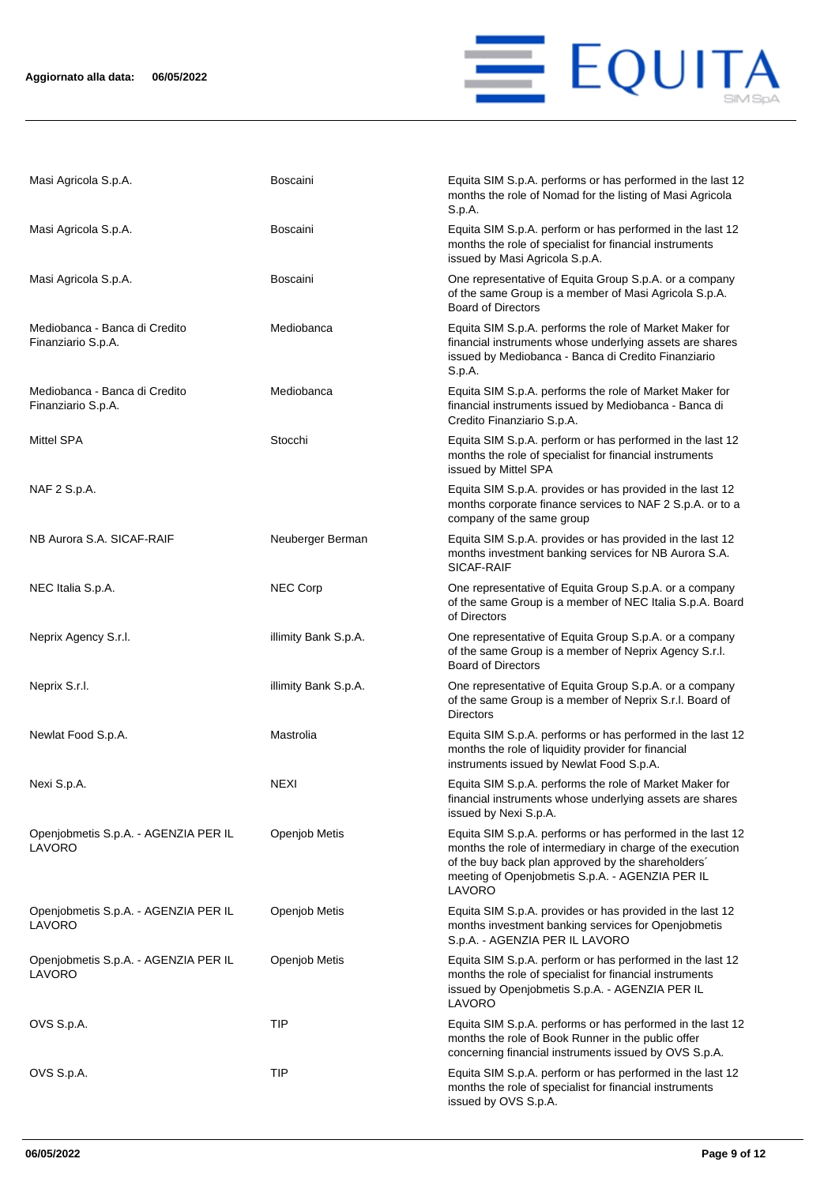| | | |
|---|---|---|
| Masi Agricola S.p.A. | Boscaini | Equita SIM S.p.A. performs or has performed in the last 12 months the role of Nomad for the listing of Masi Agricola S.p.A. |
| Masi Agricola S.p.A. | Boscaini | Equita SIM S.p.A. perform or has performed in the last 12 months the role of specialist for financial instruments issued by Masi Agricola S.p.A. |
| Masi Agricola S.p.A. | Boscaini | One representative of Equita Group S.p.A. or a company of the same Group is a member of Masi Agricola S.p.A. Board of Directors |
| Mediobanca - Banca di Credito Finanziario S.p.A. | Mediobanca | Equita SIM S.p.A. performs the role of Market Maker for financial instruments whose underlying assets are shares issued by Mediobanca - Banca di Credito Finanziario S.p.A. |
| Mediobanca - Banca di Credito Finanziario S.p.A. | Mediobanca | Equita SIM S.p.A. performs the role of Market Maker for financial instruments issued by Mediobanca - Banca di Credito Finanziario S.p.A. |
| Mittel SPA | Stocchi | Equita SIM S.p.A. perform or has performed in the last 12 months the role of specialist for financial instruments issued by Mittel SPA |
| NAF 2 S.p.A. | | Equita SIM S.p.A. provides or has provided in the last 12 months corporate finance services to NAF 2 S.p.A. or to a company of the same group |
| NB Aurora S.A. SICAF-RAIF | Neuberger Berman | Equita SIM S.p.A. provides or has provided in the last 12 months investment banking services for NB Aurora S.A. SICAF-RAIF |
| NEC Italia S.p.A. | NEC Corp | One representative of Equita Group S.p.A. or a company of the same Group is a member of NEC Italia S.p.A. Board of Directors |
| Neprix Agency S.r.l. | illimity Bank S.p.A. | One representative of Equita Group S.p.A. or a company of the same Group is a member of Neprix Agency S.r.l. Board of Directors |
| Neprix S.r.l. | illimity Bank S.p.A. | One representative of Equita Group S.p.A. or a company of the same Group is a member of Neprix S.r.l. Board of Directors |
| Newlat Food S.p.A. | Mastrolia | Equita SIM S.p.A. performs or has performed in the last 12 months the role of liquidity provider for financial instruments issued by Newlat Food S.p.A. |
| Nexi S.p.A. | NEXI | Equita SIM S.p.A. performs the role of Market Maker for financial instruments whose underlying assets are shares issued by Nexi S.p.A. |
| Openjobmetis S.p.A. - AGENZIA PER IL LAVORO | Openjob Metis | Equita SIM S.p.A. performs or has performed in the last 12 months the role of intermediary in charge of the execution of the buy back plan approved by the shareholders´ meeting of Openjobmetis S.p.A. - AGENZIA PER IL LAVORO |
| Openjobmetis S.p.A. - AGENZIA PER IL LAVORO | Openjob Metis | Equita SIM S.p.A. provides or has provided in the last 12 months investment banking services for Openjobmetis S.p.A. - AGENZIA PER IL LAVORO |
| Openjobmetis S.p.A. - AGENZIA PER IL LAVORO | Openjob Metis | Equita SIM S.p.A. perform or has performed in the last 12 months the role of specialist for financial instruments issued by Openjobmetis S.p.A. - AGENZIA PER IL LAVORO |
| OVS S.p.A. | TIP | Equita SIM S.p.A. performs or has performed in the last 12 months the role of Book Runner in the public offer concerning financial instruments issued by OVS S.p.A. |
| OVS S.p.A. | TIP | Equita SIM S.p.A. perform or has performed in the last 12 months the role of specialist for financial instruments issued by OVS S.p.A. |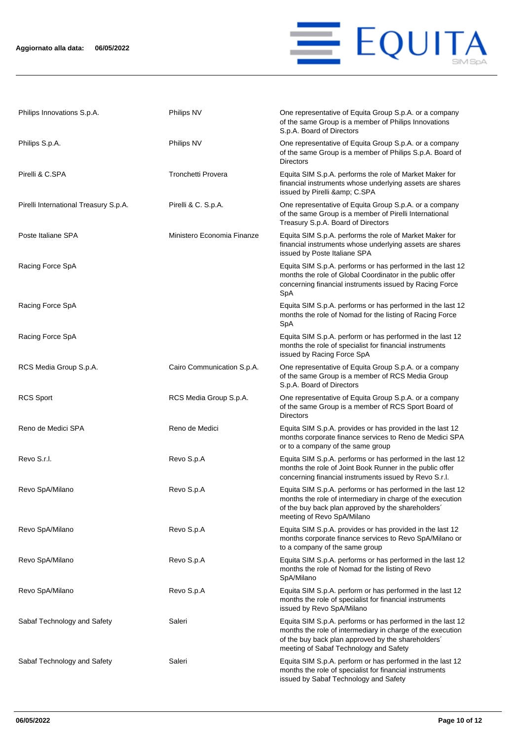| | | |
|---|---|---|
| Philips Innovations S.p.A. | Philips NV | One representative of Equita Group S.p.A. or a company of the same Group is a member of Philips Innovations S.p.A. Board of Directors |
| Philips S.p.A. | Philips NV | One representative of Equita Group S.p.A. or a company of the same Group is a member of Philips S.p.A. Board of Directors |
| Pirelli & C.SPA | Tronchetti Provera | Equita SIM S.p.A. performs the role of Market Maker for financial instruments whose underlying assets are shares issued by Pirelli &amp; C.SPA |
| Pirelli International Treasury S.p.A. | Pirelli & C. S.p.A. | One representative of Equita Group S.p.A. or a company of the same Group is a member of Pirelli International Treasury S.p.A. Board of Directors |
| Poste Italiane SPA | Ministero Economia Finanze | Equita SIM S.p.A. performs the role of Market Maker for financial instruments whose underlying assets are shares issued by Poste Italiane SPA |
| Racing Force SpA | | Equita SIM S.p.A. performs or has performed in the last 12 months the role of Global Coordinator in the public offer concerning financial instruments issued by Racing Force SpA |
| Racing Force SpA | | Equita SIM S.p.A. performs or has performed in the last 12 months the role of Nomad for the listing of Racing Force SpA |
| Racing Force SpA | | Equita SIM S.p.A. perform or has performed in the last 12 months the role of specialist for financial instruments issued by Racing Force SpA |
| RCS Media Group S.p.A. | Cairo Communication S.p.A. | One representative of Equita Group S.p.A. or a company of the same Group is a member of RCS Media Group S.p.A. Board of Directors |
| RCS Sport | RCS Media Group S.p.A. | One representative of Equita Group S.p.A. or a company of the same Group is a member of RCS Sport Board of Directors |
| Reno de Medici SPA | Reno de Medici | Equita SIM S.p.A. provides or has provided in the last 12 months corporate finance services to Reno de Medici SPA or to a company of the same group |
| Revo S.r.l. | Revo S.p.A | Equita SIM S.p.A. performs or has performed in the last 12 months the role of Joint Book Runner in the public offer concerning financial instruments issued by Revo S.r.l. |
| Revo SpA/Milano | Revo S.p.A | Equita SIM S.p.A. performs or has performed in the last 12 months the role of intermediary in charge of the execution of the buy back plan approved by the shareholders´ meeting of Revo SpA/Milano |
| Revo SpA/Milano | Revo S.p.A | Equita SIM S.p.A. provides or has provided in the last 12 months corporate finance services to Revo SpA/Milano or to a company of the same group |
| Revo SpA/Milano | Revo S.p.A | Equita SIM S.p.A. performs or has performed in the last 12 months the role of Nomad for the listing of Revo SpA/Milano |
| Revo SpA/Milano | Revo S.p.A | Equita SIM S.p.A. perform or has performed in the last 12 months the role of specialist for financial instruments issued by Revo SpA/Milano |
| Sabaf Technology and Safety | Saleri | Equita SIM S.p.A. performs or has performed in the last 12 months the role of intermediary in charge of the execution of the buy back plan approved by the shareholders´ meeting of Sabaf Technology and Safety |
| Sabaf Technology and Safety | Saleri | Equita SIM S.p.A. perform or has performed in the last 12 months the role of specialist for financial instruments issued by Sabaf Technology and Safety |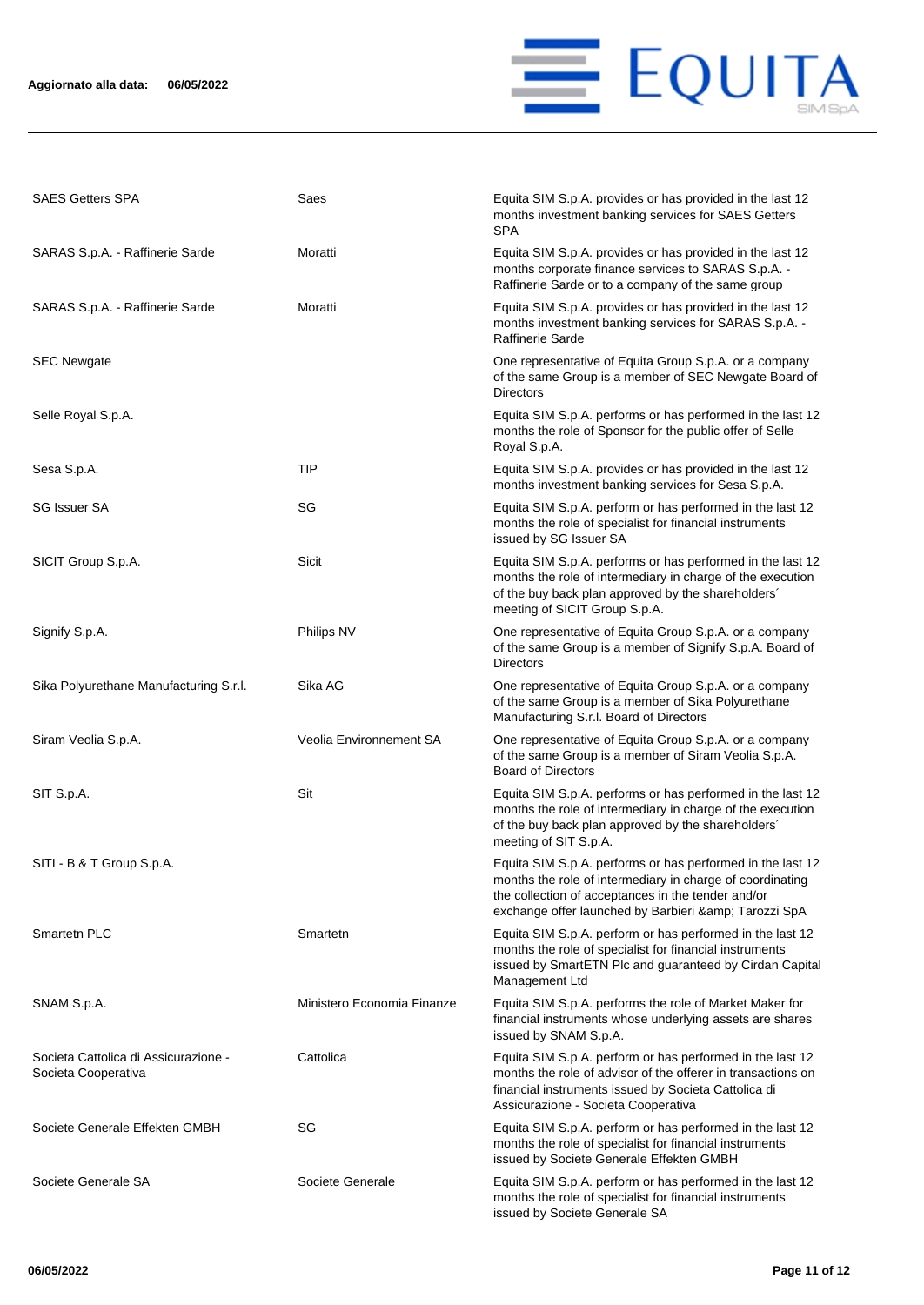| | | |
|---|---|---|
| SAES Getters SPA | Saes | Equita SIM S.p.A. provides or has provided in the last 12 months investment banking services for SAES Getters SPA |
| SARAS S.p.A. - Raffinerie Sarde | Moratti | Equita SIM S.p.A. provides or has provided in the last 12 months corporate finance services to SARAS S.p.A. - Raffinerie Sarde or to a company of the same group |
| SARAS S.p.A. - Raffinerie Sarde | Moratti | Equita SIM S.p.A. provides or has provided in the last 12 months investment banking services for SARAS S.p.A. - Raffinerie Sarde |
| SEC Newgate | | One representative of Equita Group S.p.A. or a company of the same Group is a member of SEC Newgate Board of Directors |
| Selle Royal S.p.A. | | Equita SIM S.p.A. performs or has performed in the last 12 months the role of Sponsor for the public offer of Selle Royal S.p.A. |
| Sesa S.p.A. | TIP | Equita SIM S.p.A. provides or has provided in the last 12 months investment banking services for Sesa S.p.A. |
| SG Issuer SA | SG | Equita SIM S.p.A. perform or has performed in the last 12 months the role of specialist for financial instruments issued by SG Issuer SA |
| SICIT Group S.p.A. | Sicit | Equita SIM S.p.A. performs or has performed in the last 12 months the role of intermediary in charge of the execution of the buy back plan approved by the shareholders´ meeting of SICIT Group S.p.A. |
| Signify S.p.A. | Philips NV | One representative of Equita Group S.p.A. or a company of the same Group is a member of Signify S.p.A. Board of Directors |
| Sika Polyurethane Manufacturing S.r.l. | Sika AG | One representative of Equita Group S.p.A. or a company of the same Group is a member of Sika Polyurethane Manufacturing S.r.l. Board of Directors |
| Siram Veolia S.p.A. | Veolia Environnement SA | One representative of Equita Group S.p.A. or a company of the same Group is a member of Siram Veolia S.p.A. Board of Directors |
| SIT S.p.A. | Sit | Equita SIM S.p.A. performs or has performed in the last 12 months the role of intermediary in charge of the execution of the buy back plan approved by the shareholders´ meeting of SIT S.p.A. |
| SITI - B & T Group S.p.A. | | Equita SIM S.p.A. performs or has performed in the last 12 months the role of intermediary in charge of coordinating the collection of acceptances in the tender and/or exchange offer launched by Barbieri &amp; Tarozzi SpA |
| Smartetn PLC | Smartetn | Equita SIM S.p.A. perform or has performed in the last 12 months the role of specialist for financial instruments issued by SmartETN Plc and guaranteed by Cirdan Capital Management Ltd |
| SNAM S.p.A. | Ministero Economia Finanze | Equita SIM S.p.A. performs the role of Market Maker for financial instruments whose underlying assets are shares issued by SNAM S.p.A. |
| Societa Cattolica di Assicurazione - Societa Cooperativa | Cattolica | Equita SIM S.p.A. perform or has performed in the last 12 months the role of advisor of the offerer in transactions on financial instruments issued by Societa Cattolica di Assicurazione - Societa Cooperativa |
| Societe Generale Effekten GMBH | SG | Equita SIM S.p.A. perform or has performed in the last 12 months the role of specialist for financial instruments issued by Societe Generale Effekten GMBH |
| Societe Generale SA | Societe Generale | Equita SIM S.p.A. perform or has performed in the last 12 months the role of specialist for financial instruments issued by Societe Generale SA |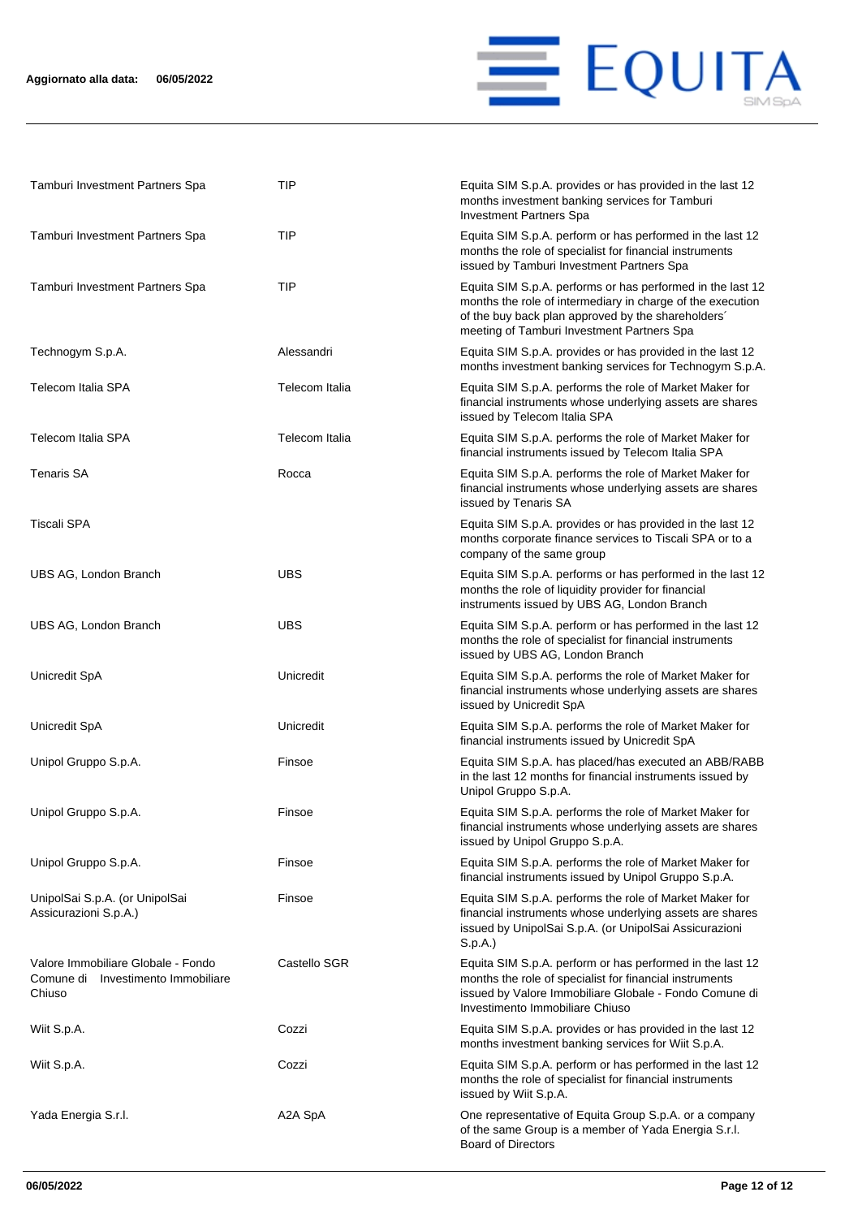| | | |
|---|---|---|
| Tamburi Investment Partners Spa | TIP | Equita SIM S.p.A. provides or has provided in the last 12 months investment banking services for Tamburi Investment Partners Spa |
| Tamburi Investment Partners Spa | TIP | Equita SIM S.p.A. perform or has performed in the last 12 months the role of specialist for financial instruments issued by Tamburi Investment Partners Spa |
| Tamburi Investment Partners Spa | TIP | Equita SIM S.p.A. performs or has performed in the last 12 months the role of intermediary in charge of the execution of the buy back plan approved by the shareholders´ meeting of Tamburi Investment Partners Spa |
| Technogym S.p.A. | Alessandri | Equita SIM S.p.A. provides or has provided in the last 12 months investment banking services for Technogym S.p.A. |
| Telecom Italia SPA | Telecom Italia | Equita SIM S.p.A. performs the role of Market Maker for financial instruments whose underlying assets are shares issued by Telecom Italia SPA |
| Telecom Italia SPA | Telecom Italia | Equita SIM S.p.A. performs the role of Market Maker for financial instruments issued by Telecom Italia SPA |
| Tenaris SA | Rocca | Equita SIM S.p.A. performs the role of Market Maker for financial instruments whose underlying assets are shares issued by Tenaris SA |
| Tiscali SPA | | Equita SIM S.p.A. provides or has provided in the last 12 months corporate finance services to Tiscali SPA or to a company of the same group |
| UBS AG, London Branch | UBS | Equita SIM S.p.A. performs or has performed in the last 12 months the role of liquidity provider for financial instruments issued by UBS AG, London Branch |
| UBS AG, London Branch | UBS | Equita SIM S.p.A. perform or has performed in the last 12 months the role of specialist for financial instruments issued by UBS AG, London Branch |
| Unicredit SpA | Unicredit | Equita SIM S.p.A. performs the role of Market Maker for financial instruments whose underlying assets are shares issued by Unicredit SpA |
| Unicredit SpA | Unicredit | Equita SIM S.p.A. performs the role of Market Maker for financial instruments issued by Unicredit SpA |
| Unipol Gruppo S.p.A. | Finsoe | Equita SIM S.p.A. has placed/has executed an ABB/RABB in the last 12 months for financial instruments issued by Unipol Gruppo S.p.A. |
| Unipol Gruppo S.p.A. | Finsoe | Equita SIM S.p.A. performs the role of Market Maker for financial instruments whose underlying assets are shares issued by Unipol Gruppo S.p.A. |
| Unipol Gruppo S.p.A. | Finsoe | Equita SIM S.p.A. performs the role of Market Maker for financial instruments issued by Unipol Gruppo S.p.A. |
| UnipolSai S.p.A. (or UnipolSai Assicurazioni S.p.A.) | Finsoe | Equita SIM S.p.A. performs the role of Market Maker for financial instruments whose underlying assets are shares issued by UnipolSai S.p.A. (or UnipolSai Assicurazioni S.p.A.) |
| Valore Immobiliare Globale - Fondo Comune di Investimento Immobiliare Chiuso | Castello SGR | Equita SIM S.p.A. perform or has performed in the last 12 months the role of specialist for financial instruments issued by Valore Immobiliare Globale - Fondo Comune di Investimento Immobiliare Chiuso |
| Wiit S.p.A. | Cozzi | Equita SIM S.p.A. provides or has provided in the last 12 months investment banking services for Wiit S.p.A. |
| Wiit S.p.A. | Cozzi | Equita SIM S.p.A. perform or has performed in the last 12 months the role of specialist for financial instruments issued by Wiit S.p.A. |
| Yada Energia S.r.l. | A2A SpA | One representative of Equita Group S.p.A. or a company of the same Group is a member of Yada Energia S.r.l. Board of Directors |